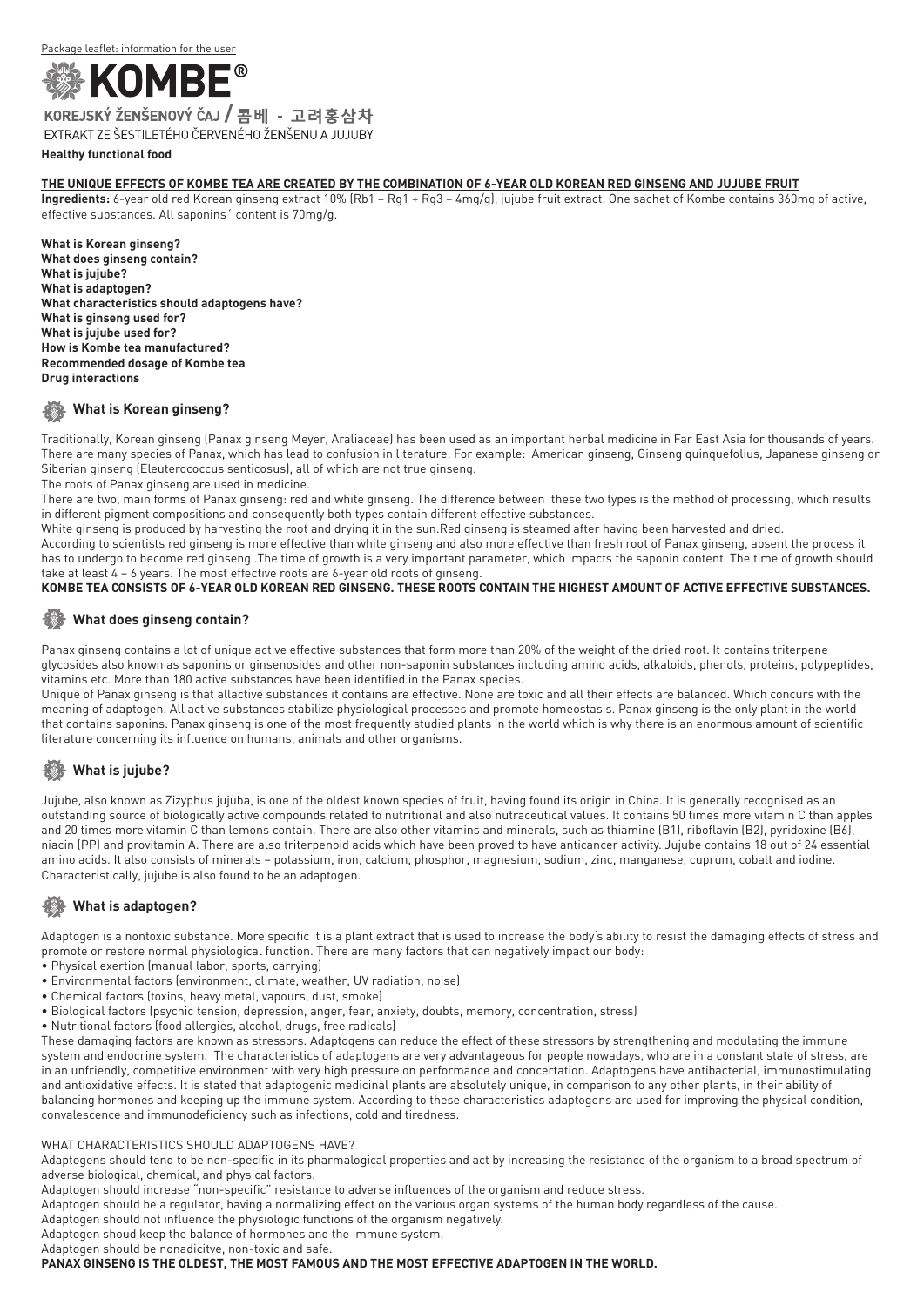Package leaflet: information for the user

# KOMBE®

KOREJSKÝ ŽENŠENOVÝ ČAJ / 콤베 - 고려홍삼차

EXTRAKT ZE ŠESTILETÉHO ČERVENÉHO ŽENŠENU A JUJUBY

**Healthy functional food**

**THE UNIQUE EFFECTS OF KOMBE TEA ARE CREATED BY THE COMBINATION OF 6-YEAR OLD KOREAN RED GINSENG AND JUJUBE FRUIT**

**Ingredients:** 6-year old red Korean ginseng extract 10% (Rb1 + Rg1 + Rg3 – 4mg/g), jujube fruit extract. One sachet of Kombe contains 360mg of active, effective substances. All saponins´ content is 70mg/g.

**What is Korean ginseng?**
**What does ginseng contain?**
**What is jujube?**
**What is adaptogen?**
**What characteristics should adaptogens have?**
**What is ginseng used for?**
**What is jujube used for?**
**How is Kombe tea manufactured?**
**Recommended dosage of Kombe tea**
**Drug interactions**

## What is Korean ginseng?

Traditionally, Korean ginseng (Panax ginseng Meyer, Araliaceae) has been used as an important herbal medicine in Far East Asia for thousands of years. There are many species of Panax, which has lead to confusion in literature. For example: American ginseng, Ginseng quinquefolius, Japanese ginseng or Siberian ginseng (Eleuterococcus senticosus), all of which are not true ginseng.

The roots of Panax ginseng are used in medicine.

There are two, main forms of Panax ginseng: red and white ginseng. The difference between these two types is the method of processing, which results in different pigment compositions and consequently both types contain different effective substances.

White ginseng is produced by harvesting the root and drying it in the sun.Red ginseng is steamed after having been harvested and dried.

According to scientists red ginseng is more effective than white ginseng and also more effective than fresh root of Panax ginseng, absent the process it has to undergo to become red ginseng .The time of growth is a very important parameter, which impacts the saponin content. The time of growth should take at least 4 – 6 years. The most effective roots are 6-year old roots of ginseng.

**KOMBE TEA CONSISTS OF 6-YEAR OLD KOREAN RED GINSENG. THESE ROOTS CONTAIN THE HIGHEST AMOUNT OF ACTIVE EFFECTIVE SUBSTANCES.**

## What does ginseng contain?

Panax ginseng contains a lot of unique active effective substances that form more than 20% of the weight of the dried root. It contains triterpene glycosides also known as saponins or ginsenosides and other non-saponin substances including amino acids, alkaloids, phenols, proteins, polypeptides, vitamins etc. More than 180 active substances have been identified in the Panax species.

Unique of Panax ginseng is that allactive substances it contains are effective. None are toxic and all their effects are balanced. Which concurs with the meaning of adaptogen. All active substances stabilize physiological processes and promote homeostasis. Panax ginseng is the only plant in the world that contains saponins. Panax ginseng is one of the most frequently studied plants in the world which is why there is an enormous amount of scientific literature concerning its influence on humans, animals and other organisms.

## What is jujube?

Jujube, also known as Zizyphus jujuba, is one of the oldest known species of fruit, having found its origin in China. It is generally recognised as an outstanding source of biologically active compounds related to nutritional and also nutraceutical values. It contains 50 times more vitamin C than apples and 20 times more vitamin C than lemons contain. There are also other vitamins and minerals, such as thiamine (B1), riboflavin (B2), pyridoxine (B6), niacin (PP) and provitamin A. There are also triterpenoid acids which have been proved to have anticancer activity. Jujube contains 18 out of 24 essential amino acids. It also consists of minerals – potassium, iron, calcium, phosphor, magnesium, sodium, zinc, manganese, cuprum, cobalt and iodine. Characteristically, jujube is also found to be an adaptogen.

## What is adaptogen?

Adaptogen is a nontoxic substance. More specific it is a plant extract that is used to increase the body's ability to resist the damaging effects of stress and promote or restore normal physiological function. There are many factors that can negatively impact our body:

- Physical exertion (manual labor, sports, carrying)
- Environmental factors (environment, climate, weather, UV radiation, noise)
- Chemical factors (toxins, heavy metal, vapours, dust, smoke)
- Biological factors (psychic tension, depression, anger, fear, anxiety, doubts, memory, concentration, stress)
- Nutritional factors (food allergies, alcohol, drugs, free radicals)

These damaging factors are known as stressors. Adaptogens can reduce the effect of these stressors by strengthening and modulating the immune system and endocrine system. The characteristics of adaptogens are very advantageous for people nowadays, who are in a constant state of stress, are in an unfriendly, competitive environment with very high pressure on performance and concertation. Adaptogens have antibacterial, immunostimulating and antioxidative effects. It is stated that adaptogenic medicinal plants are absolutely unique, in comparison to any other plants, in their ability of balancing hormones and keeping up the immune system. According to these characteristics adaptogens are used for improving the physical condition, convalescence and immunodeficiency such as infections, cold and tiredness.

WHAT CHARACTERISTICS SHOULD ADAPTOGENS HAVE?

Adaptogens should tend to be non-specific in its pharmalogical properties and act by increasing the resistance of the organism to a broad spectrum of adverse biological, chemical, and physical factors.

Adaptogen should increase "non-specific" resistance to adverse influences of the organism and reduce stress.

Adaptogen should be a regulator, having a normalizing effect on the various organ systems of the human body regardless of the cause.

Adaptogen should not influence the physiologic functions of the organism negatively.

Adaptogen shoud keep the balance of hormones and the immune system.

Adaptogen should be nonadicitve, non-toxic and safe.

**PANAX GINSENG IS THE OLDEST, THE MOST FAMOUS AND THE MOST EFFECTIVE ADAPTOGEN IN THE WORLD.**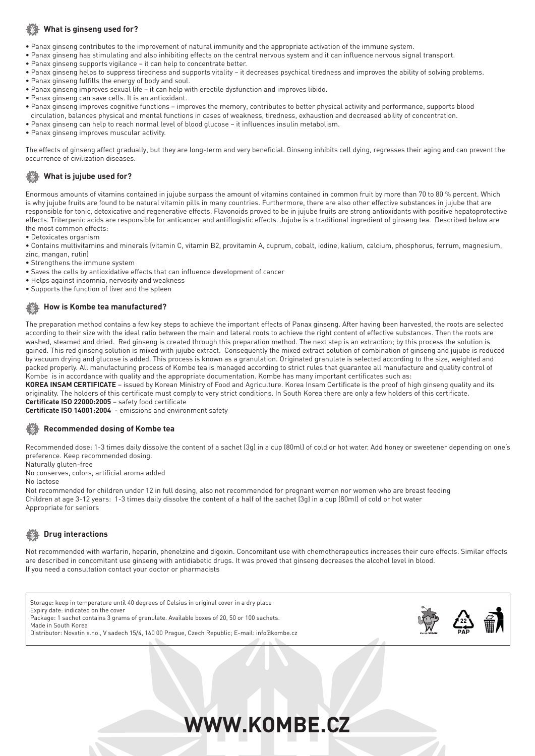## What is ginseng used for?

- Panax ginseng contributes to the improvement of natural immunity and the appropriate activation of the immune system.
- Panax ginseng has stimulating and also inhibiting effects on the central nervous system and it can influence nervous signal transport.
- Panax ginseng supports vigilance – it can help to concentrate better.
- Panax ginseng helps to suppress tiredness and supports vitality – it decreases psychical tiredness and improves the ability of solving problems.
- Panax ginseng fulfills the energy of body and soul.
- Panax ginseng improves sexual life – it can help with erectile dysfunction and improves libido.
- Panax ginseng can save cells. It is an antioxidant.
- Panax ginseng improves cognitive functions – improves the memory, contributes to better physical activity and performance, supports blood circulation, balances physical and mental functions in cases of weakness, tiredness, exhaustion and decreased ability of concentration.
- Panax ginseng can help to reach normal level of blood glucose – it influences insulin metabolism.
- Panax ginseng improves muscular activity.

The effects of ginseng affect gradually, but they are long-term and very beneficial. Ginseng inhibits cell dying, regresses their aging and can prevent the occurrence of civilization diseases.

## What is jujube used for?

Enormous amounts of vitamins contained in jujube surpass the amount of vitamins contained in common fruit by more than 70 to 80 % percent. Which is why jujube fruits are found to be natural vitamin pills in many countries. Furthermore, there are also other effective substances in jujube that are responsible for tonic, detoxicative and regenerative effects. Flavonoids proved to be in jujube fruits are strong antioxidants with positive hepatoprotective effects. Triterpenic acids are responsible for anticancer and antiflogistic effects. Jujube is a traditional ingredient of ginseng tea. Described below are the most common effects:

- Detoxicates organism
- Contains multivitamins and minerals (vitamin C, vitamin B2, provitamin A, cuprum, cobalt, iodine, kalium, calcium, phosphorus, ferrum, magnesium, zinc, mangan, rutin)
- Strengthens the immune system
- Saves the cells by antioxidative effects that can influence development of cancer
- Helps against insomnia, nervosity and weakness
- Supports the function of liver and the spleen

## How is Kombe tea manufactured?

The preparation method contains a few key steps to achieve the important effects of Panax ginseng. After having been harvested, the roots are selected according to their size with the ideal ratio between the main and lateral roots to achieve the right content of effective substances. Then the roots are washed, steamed and dried. Red ginseng is created through this preparation method. The next step is an extraction; by this process the solution is gained. This red ginseng solution is mixed with jujube extract. Consequently the mixed extract solution of combination of ginseng and jujube is reduced by vacuum drying and glucose is added. This process is known as a granulation. Originated granulate is selected according to the size, weighted and packed properly. All manufacturing process of Kombe tea is managed according to strict rules that guarantee all manufacture and quality control of Kombe is in accordance with quality and the appropriate documentation. Kombe has many important certificates such as:

**KOREA INSAM CERTIFICATE** – issued by Korean Ministry of Food and Agriculture. Korea Insam Certificate is the proof of high ginseng quality and its originality. The holders of this certificate must comply to very strict conditions. In South Korea there are only a few holders of this certificate.
**Certificate ISO 22000:2005** – safety food certificate
**Certificate ISO 14001:2004** - emissions and environment safety

## Recommended dosing of Kombe tea

Recommended dose: 1-3 times daily dissolve the content of a sachet (3g) in a cup (80ml) of cold or hot water. Add honey or sweetener depending on one's preference. Keep recommended dosing.
Naturally gluten-free
No conserves, colors, artificial aroma added
No lactose
Not recommended for children under 12 in full dosing, also not recommended for pregnant women nor women who are breast feeding
Children at age 3-12 years: 1-3 times daily dissolve the content of a half of the sachet (3g) in a cup (80ml) of cold or hot water
Appropriate for seniors

## Drug interactions

Not recommended with warfarin, heparin, phenelzine and digoxin. Concomitant use with chemotherapeutics increases their cure effects. Similar effects are described in concomitant use ginseng with antidiabetic drugs. It was proved that ginseng decreases the alcohol level in blood.
If you need a consultation contact your doctor or pharmacists

Storage: keep in temperature until 40 degrees of Celsius in original cover in a dry place
Expiry date: indicated on the cover
Package: 1 sachet contains 3 grams of granulate. Available boxes of 20, 50 or 100 sachets.
Made in South Korea
Distributor: Novatin s.r.o., V sadech 15/4, 160 00 Prague, Czech Republic; E-mail: info@kombe.cz

Korea INSAM

22 PAP

# WWW.KOMBE.CZ